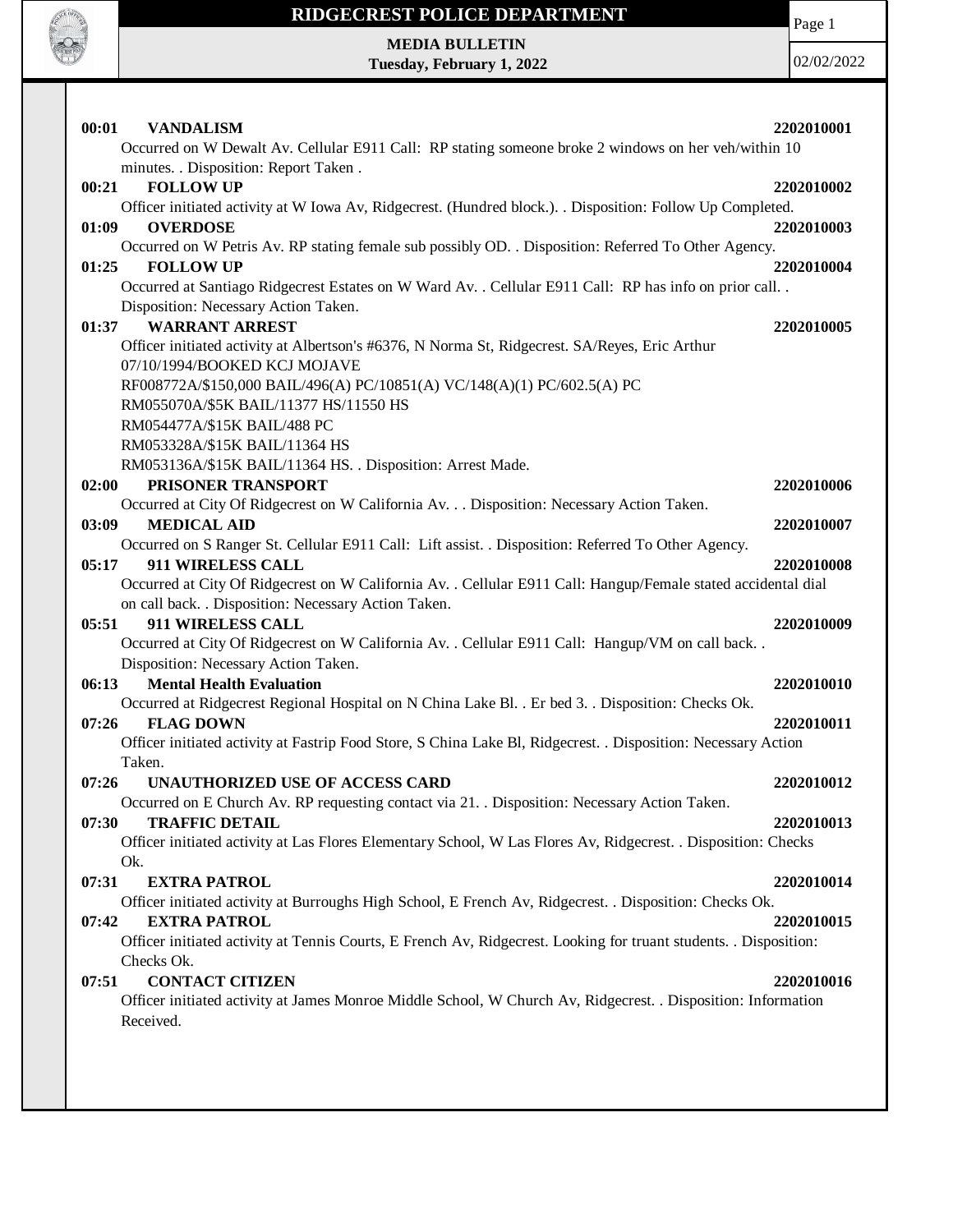# RIDGECREST POLICE DEPARTMENT

**MEDIA BULLETIN**
**Tuesday, February 1, 2022**

02/02/2022

**00:01 VANDALISM** **2202010001**
Occurred on W Dewalt Av. Cellular E911 Call: RP stating someone broke 2 windows on her veh/within 10 minutes. . Disposition: Report Taken .

**00:21 FOLLOW UP** **2202010002**
Officer initiated activity at W Iowa Av, Ridgecrest. (Hundred block.). . Disposition: Follow Up Completed.

**01:09 OVERDOSE** **2202010003**
Occurred on W Petris Av. RP stating female sub possibly OD. . Disposition: Referred To Other Agency.

**01:25 FOLLOW UP** **2202010004**
Occurred at Santiago Ridgecrest Estates on W Ward Av. . Cellular E911 Call: RP has info on prior call. . Disposition: Necessary Action Taken.

**01:37 WARRANT ARREST** **2202010005**
Officer initiated activity at Albertson's #6376, N Norma St, Ridgecrest. SA/Reyes, Eric Arthur 07/10/1994/BOOKED KCJ MOJAVE
RF008772A/$150,000 BAIL/496(A) PC/10851(A) VC/148(A)(1) PC/602.5(A) PC
RM055070A/$5K BAIL/11377 HS/11550 HS
RM054477A/$15K BAIL/488 PC
RM053328A/$15K BAIL/11364 HS
RM053136A/$15K BAIL/11364 HS. . Disposition: Arrest Made.

**02:00 PRISONER TRANSPORT** **2202010006**
Occurred at City Of Ridgecrest on W California Av. . . Disposition: Necessary Action Taken.

**03:09 MEDICAL AID** **2202010007**
Occurred on S Ranger St. Cellular E911 Call: Lift assist. . Disposition: Referred To Other Agency.

**05:17 911 WIRELESS CALL** **2202010008**
Occurred at City Of Ridgecrest on W California Av. . Cellular E911 Call: Hangup/Female stated accidental dial on call back. . Disposition: Necessary Action Taken.

**05:51 911 WIRELESS CALL** **2202010009**
Occurred at City Of Ridgecrest on W California Av. . Cellular E911 Call: Hangup/VM on call back. . Disposition: Necessary Action Taken.

**06:13 Mental Health Evaluation** **2202010010**
Occurred at Ridgecrest Regional Hospital on N China Lake Bl. . Er bed 3. . Disposition: Checks Ok.

**07:26 FLAG DOWN** **2202010011**
Officer initiated activity at Fastrip Food Store, S China Lake Bl, Ridgecrest. . Disposition: Necessary Action Taken.

**07:26 UNAUTHORIZED USE OF ACCESS CARD** **2202010012**
Occurred on E Church Av. RP requesting contact via 21. . Disposition: Necessary Action Taken.

**07:30 TRAFFIC DETAIL** **2202010013**
Officer initiated activity at Las Flores Elementary School, W Las Flores Av, Ridgecrest. . Disposition: Checks Ok.

**07:31 EXTRA PATROL** **2202010014**
Officer initiated activity at Burroughs High School, E French Av, Ridgecrest. . Disposition: Checks Ok.

**07:42 EXTRA PATROL** **2202010015**
Officer initiated activity at Tennis Courts, E French Av, Ridgecrest. Looking for truant students. . Disposition: Checks Ok.

**07:51 CONTACT CITIZEN** **2202010016**
Officer initiated activity at James Monroe Middle School, W Church Av, Ridgecrest. . Disposition: Information Received.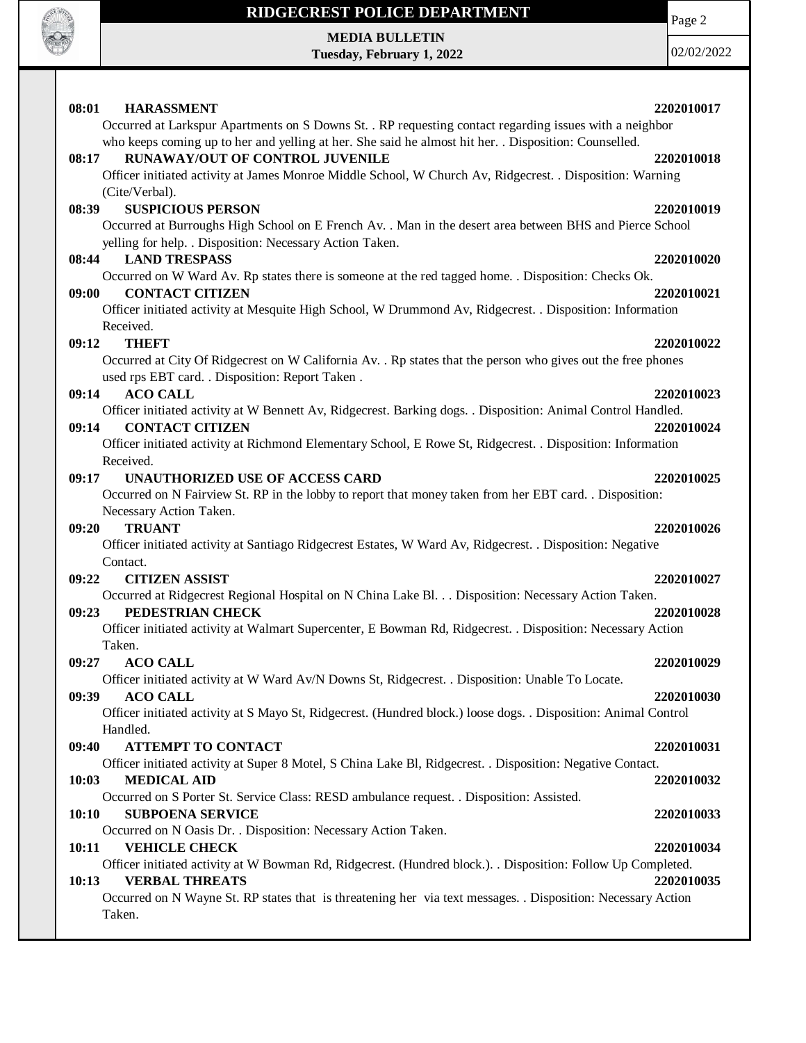**08:01 HARASSMENT 2202010017**

Occurred at Larkspur Apartments on S Downs St. . RP requesting contact regarding issues with a neighbor who keeps coming up to her and yelling at her. She said he almost hit her. . Disposition: Counselled.

**08:17 RUNAWAY/OUT OF CONTROL JUVENILE 2202010018**

Officer initiated activity at James Monroe Middle School, W Church Av, Ridgecrest. . Disposition: Warning (Cite/Verbal).

**08:39 SUSPICIOUS PERSON 2202010019**

Occurred at Burroughs High School on E French Av. . Man in the desert area between BHS and Pierce School yelling for help. . Disposition: Necessary Action Taken.

**08:44 LAND TRESPASS 2202010020**

Occurred on W Ward Av. Rp states there is someone at the red tagged home. . Disposition: Checks Ok.

**09:00 CONTACT CITIZEN 2202010021**

Officer initiated activity at Mesquite High School, W Drummond Av, Ridgecrest. . Disposition: Information Received.

**09:12 THEFT 2202010022**

Occurred at City Of Ridgecrest on W California Av. . Rp states that the person who gives out the free phones used rps EBT card. . Disposition: Report Taken .

**09:14 ACO CALL 2202010023**

Officer initiated activity at W Bennett Av, Ridgecrest. Barking dogs. . Disposition: Animal Control Handled.

**09:14 CONTACT CITIZEN 2202010024**

Officer initiated activity at Richmond Elementary School, E Rowe St, Ridgecrest. . Disposition: Information Received.

**09:17 UNAUTHORIZED USE OF ACCESS CARD 2202010025**

Occurred on N Fairview St. RP in the lobby to report that money taken from her EBT card. . Disposition: Necessary Action Taken.

**09:20 TRUANT 2202010026**

Officer initiated activity at Santiago Ridgecrest Estates, W Ward Av, Ridgecrest. . Disposition: Negative Contact.

**09:22 CITIZEN ASSIST 2202010027**

Occurred at Ridgecrest Regional Hospital on N China Lake Bl. . . Disposition: Necessary Action Taken.

**09:23 PEDESTRIAN CHECK 2202010028**

Officer initiated activity at Walmart Supercenter, E Bowman Rd, Ridgecrest. . Disposition: Necessary Action Taken.

**09:27 ACO CALL 2202010029**

Officer initiated activity at W Ward Av/N Downs St, Ridgecrest. . Disposition: Unable To Locate.

**09:39 ACO CALL 2202010030**

Officer initiated activity at S Mayo St, Ridgecrest. (Hundred block.) loose dogs. . Disposition: Animal Control Handled.

**09:40 ATTEMPT TO CONTACT 2202010031**

Officer initiated activity at Super 8 Motel, S China Lake Bl, Ridgecrest. . Disposition: Negative Contact.

**10:03 MEDICAL AID 2202010032**

Occurred on S Porter St. Service Class: RESD ambulance request. . Disposition: Assisted.

**10:10 SUBPOENA SERVICE 2202010033**

Occurred on N Oasis Dr. . Disposition: Necessary Action Taken.

**10:11 VEHICLE CHECK 2202010034**

Officer initiated activity at W Bowman Rd, Ridgecrest. (Hundred block.). . Disposition: Follow Up Completed.

**10:13 VERBAL THREATS 2202010035**

Occurred on N Wayne St. RP states that is threatening her via text messages. . Disposition: Necessary Action Taken.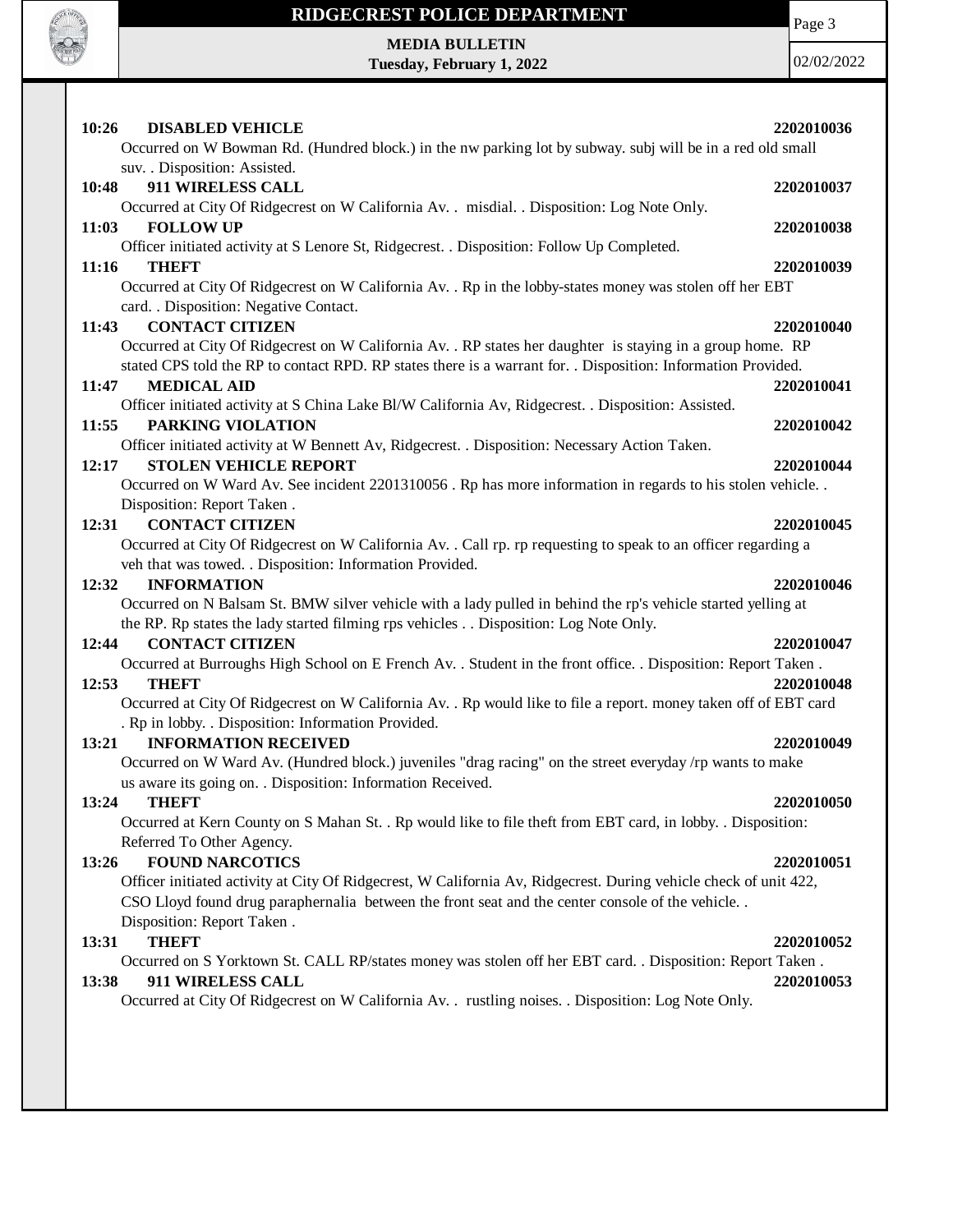**10:26 DISABLED VEHICLE 2202010036**

Occurred on W Bowman Rd. (Hundred block.) in the nw parking lot by subway. subj will be in a red old small suv. . Disposition: Assisted.

**10:48 911 WIRELESS CALL 2202010037**

Occurred at City Of Ridgecrest on W California Av. . misdial. . Disposition: Log Note Only.

**11:03 FOLLOW UP 2202010038**

Officer initiated activity at S Lenore St, Ridgecrest. . Disposition: Follow Up Completed.

**11:16 THEFT 2202010039**

Occurred at City Of Ridgecrest on W California Av. . Rp in the lobby-states money was stolen off her EBT card. . Disposition: Negative Contact.

**11:43 CONTACT CITIZEN 2202010040**

Occurred at City Of Ridgecrest on W California Av. . RP states her daughter is staying in a group home. RP stated CPS told the RP to contact RPD. RP states there is a warrant for. . Disposition: Information Provided.

**11:47 MEDICAL AID 2202010041**

Officer initiated activity at S China Lake Bl/W California Av, Ridgecrest. . Disposition: Assisted.

**11:55 PARKING VIOLATION 2202010042**

Officer initiated activity at W Bennett Av, Ridgecrest. . Disposition: Necessary Action Taken.

**12:17 STOLEN VEHICLE REPORT 2202010044**

Occurred on W Ward Av. See incident 2201310056 . Rp has more information in regards to his stolen vehicle. . Disposition: Report Taken .

**12:31 CONTACT CITIZEN 2202010045**

Occurred at City Of Ridgecrest on W California Av. . Call rp. rp requesting to speak to an officer regarding a veh that was towed. . Disposition: Information Provided.

**12:32 INFORMATION 2202010046**

Occurred on N Balsam St. BMW silver vehicle with a lady pulled in behind the rp's vehicle started yelling at the RP. Rp states the lady started filming rps vehicles . . Disposition: Log Note Only.

**12:44 CONTACT CITIZEN 2202010047**

Occurred at Burroughs High School on E French Av. . Student in the front office. . Disposition: Report Taken .

**12:53 THEFT 2202010048**

Occurred at City Of Ridgecrest on W California Av. . Rp would like to file a report. money taken off of EBT card . Rp in lobby. . Disposition: Information Provided.

**13:21 INFORMATION RECEIVED 2202010049**

Occurred on W Ward Av. (Hundred block.) juveniles "drag racing" on the street everyday /rp wants to make us aware its going on. . Disposition: Information Received.

**13:24 THEFT 2202010050**

Occurred at Kern County on S Mahan St. . Rp would like to file theft from EBT card, in lobby. . Disposition: Referred To Other Agency.

**13:26 FOUND NARCOTICS 2202010051**

Officer initiated activity at City Of Ridgecrest, W California Av, Ridgecrest. During vehicle check of unit 422, CSO Lloyd found drug paraphernalia between the front seat and the center console of the vehicle. . Disposition: Report Taken .

**13:31 THEFT 2202010052**

Occurred on S Yorktown St. CALL RP/states money was stolen off her EBT card. . Disposition: Report Taken .

**13:38 911 WIRELESS CALL 2202010053**

Occurred at City Of Ridgecrest on W California Av. . rustling noises. . Disposition: Log Note Only.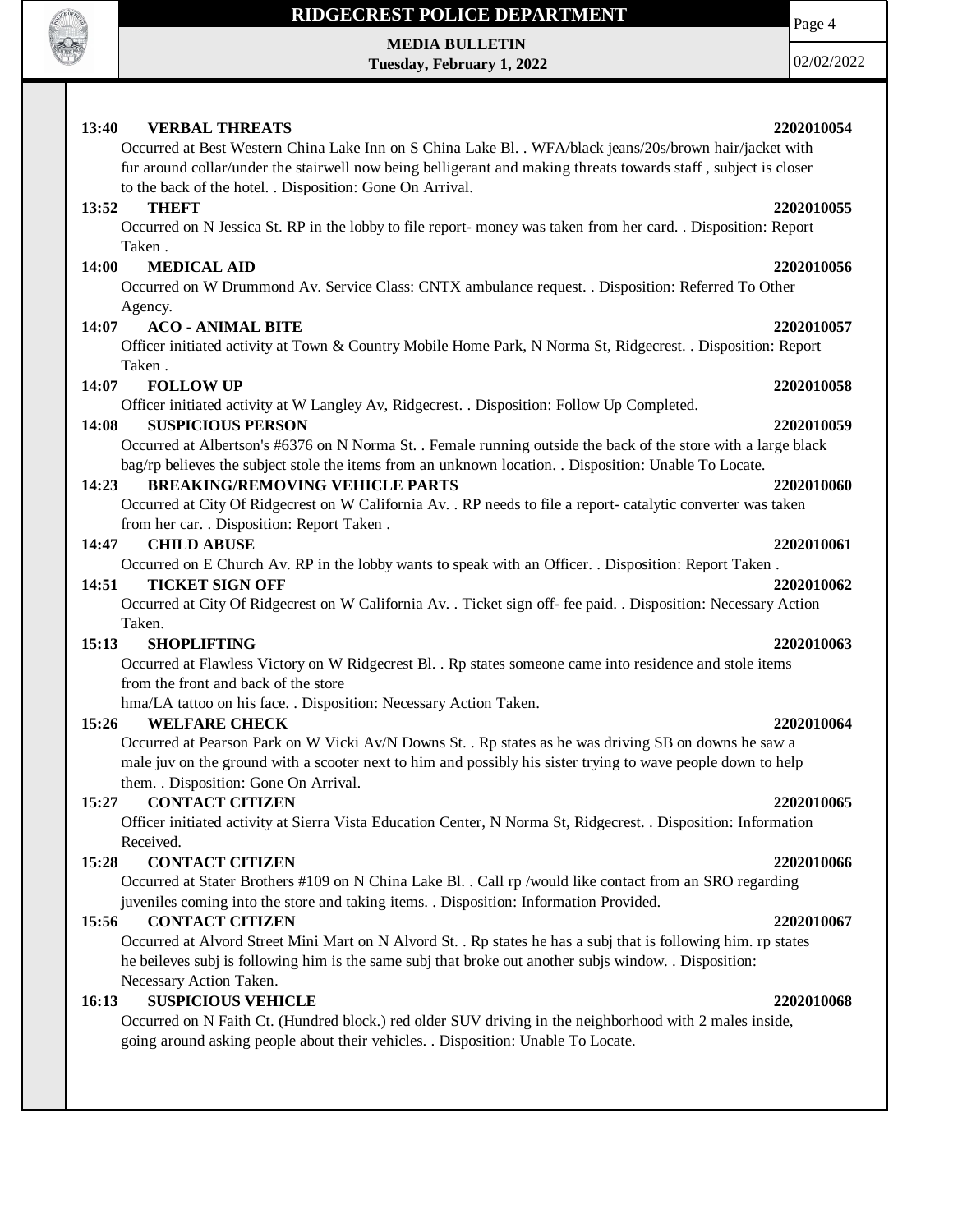**13:40 VERBAL THREATS 2202010054**

Occurred at Best Western China Lake Inn on S China Lake Bl. . WFA/black jeans/20s/brown hair/jacket with fur around collar/under the stairwell now being belligerant and making threats towards staff , subject is closer to the back of the hotel. . Disposition: Gone On Arrival.

**13:52 THEFT 2202010055**

Occurred on N Jessica St. RP in the lobby to file report- money was taken from her card. . Disposition: Report Taken .

**14:00 MEDICAL AID 2202010056**

Occurred on W Drummond Av. Service Class: CNTX ambulance request. . Disposition: Referred To Other Agency.

**14:07 ACO - ANIMAL BITE 2202010057**

Officer initiated activity at Town & Country Mobile Home Park, N Norma St, Ridgecrest. . Disposition: Report Taken .

**14:07 FOLLOW UP 2202010058**

Officer initiated activity at W Langley Av, Ridgecrest. . Disposition: Follow Up Completed.

**14:08 SUSPICIOUS PERSON 2202010059**

Occurred at Albertson's #6376 on N Norma St. . Female running outside the back of the store with a large black bag/rp believes the subject stole the items from an unknown location. . Disposition: Unable To Locate.

**14:23 BREAKING/REMOVING VEHICLE PARTS 2202010060**

Occurred at City Of Ridgecrest on W California Av. . RP needs to file a report- catalytic converter was taken from her car. . Disposition: Report Taken .

**14:47 CHILD ABUSE 2202010061**

Occurred on E Church Av. RP in the lobby wants to speak with an Officer. . Disposition: Report Taken .

**14:51 TICKET SIGN OFF 2202010062**

Occurred at City Of Ridgecrest on W California Av. . Ticket sign off- fee paid. . Disposition: Necessary Action Taken.

**15:13 SHOPLIFTING 2202010063**

Occurred at Flawless Victory on W Ridgecrest Bl. . Rp states someone came into residence and stole items from the front and back of the store
hma/LA tattoo on his face. . Disposition: Necessary Action Taken.

**15:26 WELFARE CHECK 2202010064**

Occurred at Pearson Park on W Vicki Av/N Downs St. . Rp states as he was driving SB on downs he saw a male juv on the ground with a scooter next to him and possibly his sister trying to wave people down to help them. . Disposition: Gone On Arrival.

**15:27 CONTACT CITIZEN 2202010065**

Officer initiated activity at Sierra Vista Education Center, N Norma St, Ridgecrest. . Disposition: Information Received.

**15:28 CONTACT CITIZEN 2202010066**

Occurred at Stater Brothers #109 on N China Lake Bl. . Call rp /would like contact from an SRO regarding juveniles coming into the store and taking items. . Disposition: Information Provided.

**15:56 CONTACT CITIZEN 2202010067**

Occurred at Alvord Street Mini Mart on N Alvord St. . Rp states he has a subj that is following him. rp states he beileves subj is following him is the same subj that broke out another subjs window. . Disposition: Necessary Action Taken.

**16:13 SUSPICIOUS VEHICLE 2202010068**

Occurred on N Faith Ct. (Hundred block.) red older SUV driving in the neighborhood with 2 males inside, going around asking people about their vehicles. . Disposition: Unable To Locate.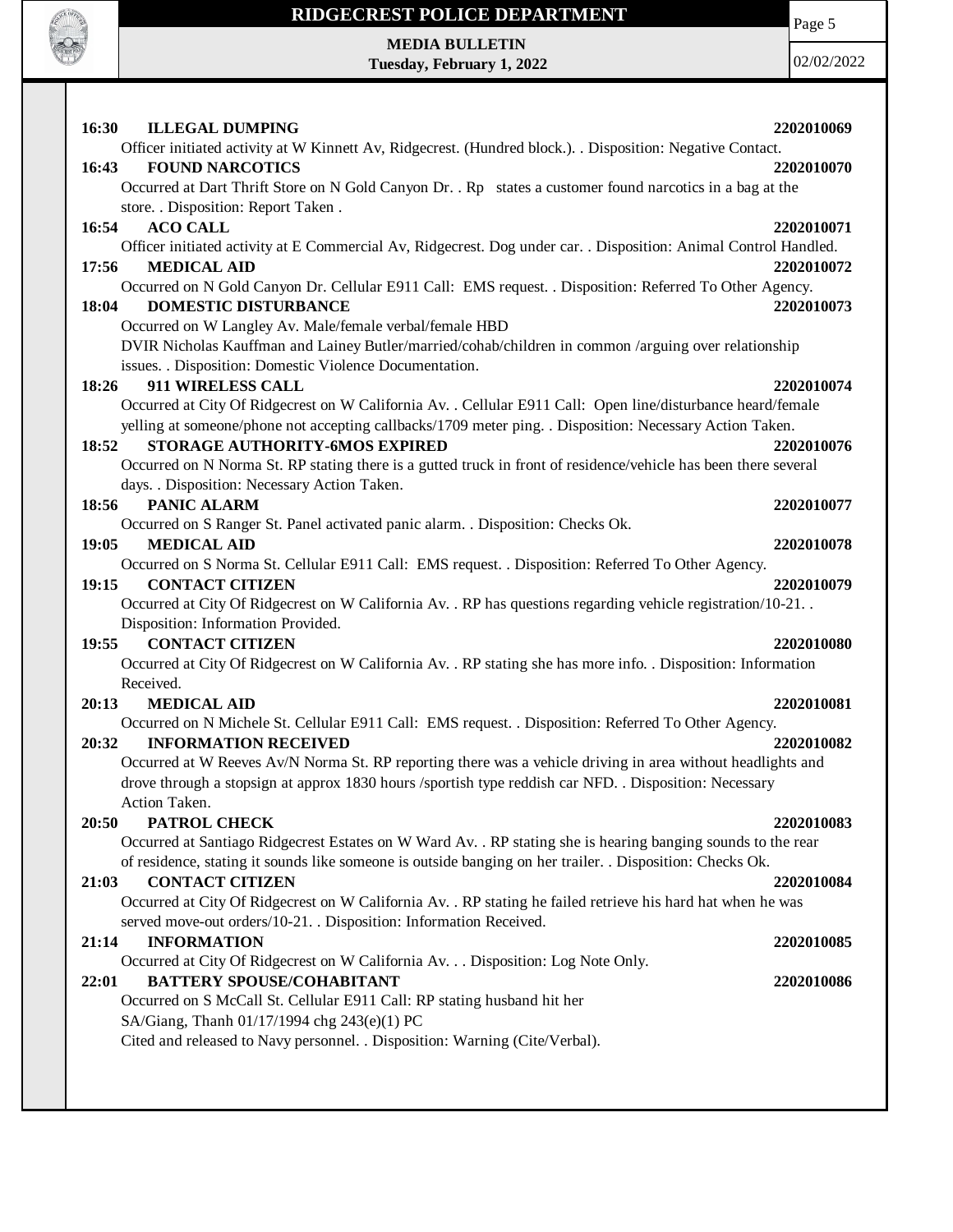**16:30 ILLEGAL DUMPING 2202010069**

Officer initiated activity at W Kinnett Av, Ridgecrest. (Hundred block.). . Disposition: Negative Contact.

**16:43 FOUND NARCOTICS 2202010070**

Occurred at Dart Thrift Store on N Gold Canyon Dr. . Rp states a customer found narcotics in a bag at the store. . Disposition: Report Taken .

**16:54 ACO CALL 2202010071**

Officer initiated activity at E Commercial Av, Ridgecrest. Dog under car. . Disposition: Animal Control Handled.

**17:56 MEDICAL AID 2202010072**

Occurred on N Gold Canyon Dr. Cellular E911 Call: EMS request. . Disposition: Referred To Other Agency.

**18:04 DOMESTIC DISTURBANCE 2202010073**

Occurred on W Langley Av. Male/female verbal/female HBD
DVIR Nicholas Kauffman and Lainey Butler/married/cohab/children in common /arguing over relationship issues. . Disposition: Domestic Violence Documentation.

**18:26 911 WIRELESS CALL 2202010074**

Occurred at City Of Ridgecrest on W California Av. . Cellular E911 Call: Open line/disturbance heard/female yelling at someone/phone not accepting callbacks/1709 meter ping. . Disposition: Necessary Action Taken.

**18:52 STORAGE AUTHORITY-6MOS EXPIRED 2202010076**

Occurred on N Norma St. RP stating there is a gutted truck in front of residence/vehicle has been there several days. . Disposition: Necessary Action Taken.

**18:56 PANIC ALARM 2202010077**

Occurred on S Ranger St. Panel activated panic alarm. . Disposition: Checks Ok.

**19:05 MEDICAL AID 2202010078**

Occurred on S Norma St. Cellular E911 Call: EMS request. . Disposition: Referred To Other Agency.

**19:15 CONTACT CITIZEN 2202010079**

Occurred at City Of Ridgecrest on W California Av. . RP has questions regarding vehicle registration/10-21. . Disposition: Information Provided.

**19:55 CONTACT CITIZEN 2202010080**

Occurred at City Of Ridgecrest on W California Av. . RP stating she has more info. . Disposition: Information Received.

**20:13 MEDICAL AID 2202010081**

Occurred on N Michele St. Cellular E911 Call: EMS request. . Disposition: Referred To Other Agency.

**20:32 INFORMATION RECEIVED 2202010082**

Occurred at W Reeves Av/N Norma St. RP reporting there was a vehicle driving in area without headlights and drove through a stopsign at approx 1830 hours /sportish type reddish car NFD. . Disposition: Necessary Action Taken.

**20:50 PATROL CHECK 2202010083**

Occurred at Santiago Ridgecrest Estates on W Ward Av. . RP stating she is hearing banging sounds to the rear of residence, stating it sounds like someone is outside banging on her trailer. . Disposition: Checks Ok.

**21:03 CONTACT CITIZEN 2202010084**

Occurred at City Of Ridgecrest on W California Av. . RP stating he failed retrieve his hard hat when he was served move-out orders/10-21. . Disposition: Information Received.

**21:14 INFORMATION 2202010085**

Occurred at City Of Ridgecrest on W California Av. . . Disposition: Log Note Only.

**22:01 BATTERY SPOUSE/COHABITANT 2202010086**

Occurred on S McCall St. Cellular E911 Call: RP stating husband hit her
SA/Giang, Thanh 01/17/1994 chg 243(e)(1) PC
Cited and released to Navy personnel. . Disposition: Warning (Cite/Verbal).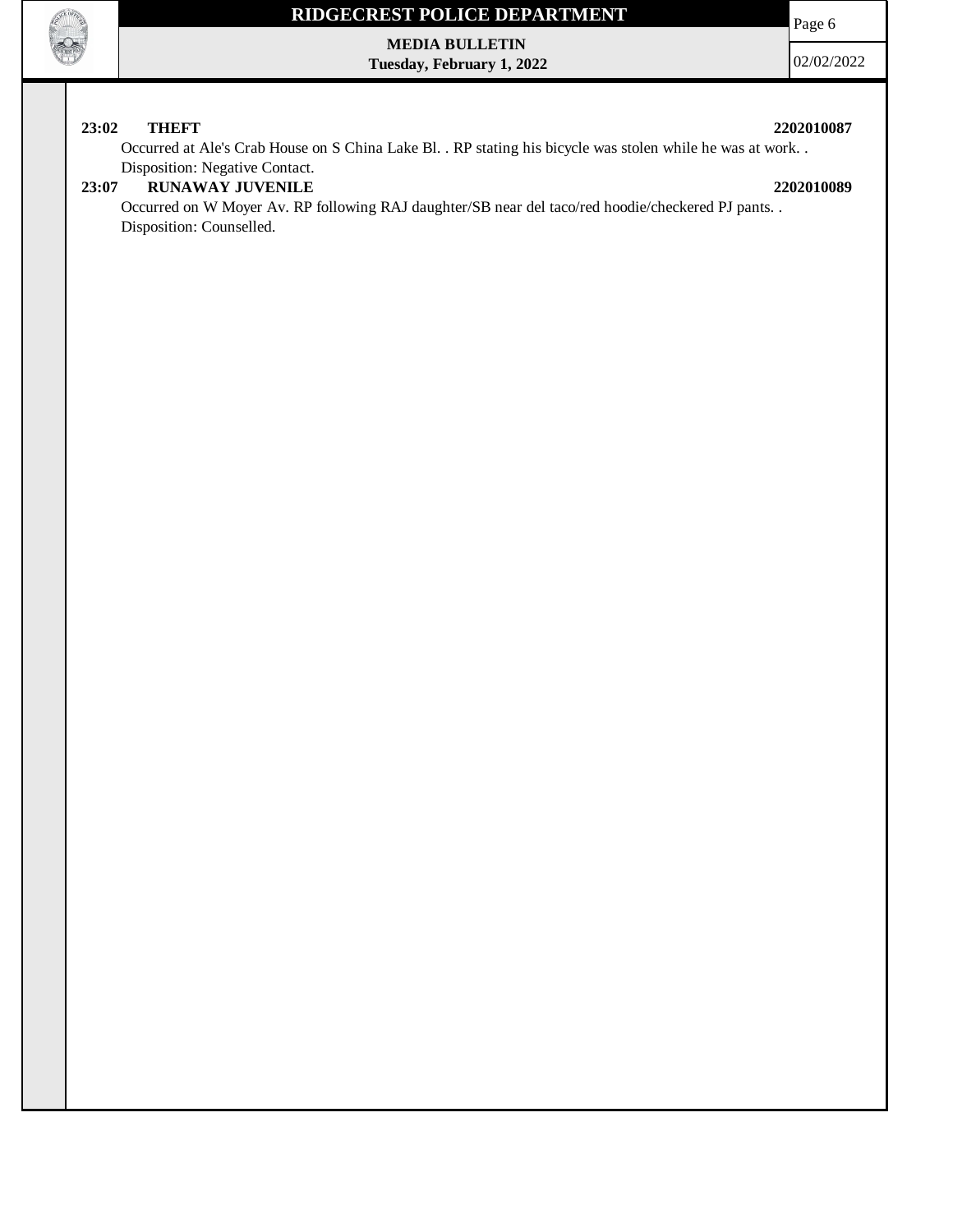**23:02 THEFT** **2202010087**

Occurred at Ale's Crab House on S China Lake Bl. . RP stating his bicycle was stolen while he was at work. .
Disposition: Negative Contact.

**23:07 RUNAWAY JUVENILE** **2202010089**

Occurred on W Moyer Av. RP following RAJ daughter/SB near del taco/red hoodie/checkered PJ pants. .
Disposition: Counselled.